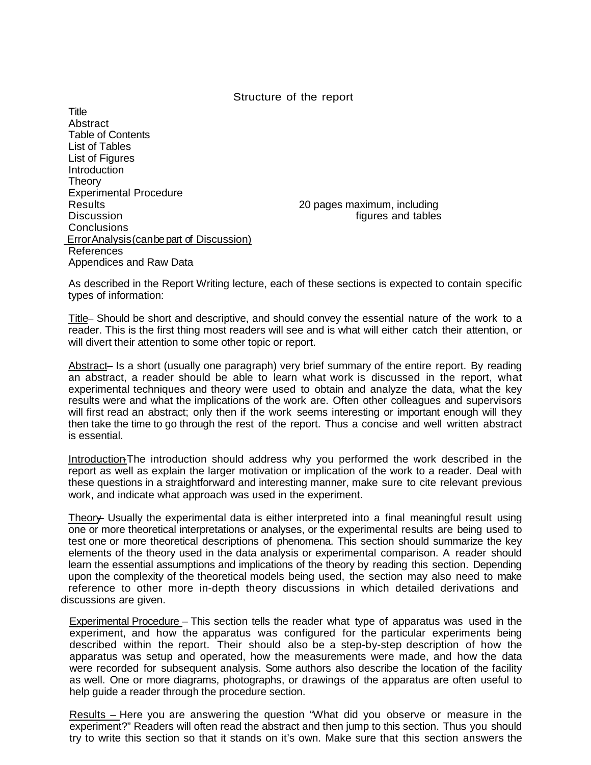# Structure of the report

Title
Abstract
Table of Contents
List of Tables
List of Figures
Introduction
Theory
Experimental Procedure
Results
Discussion
Conclusions
Error Analysis (can be part of Discussion)
References
Appendices and Raw Data

20 pages maximum, including figures and tables

As described in the Report Writing lecture, each of these sections is expected to contain specific types of information:

Title – Should be short and descriptive, and should convey the essential nature of the work to a reader. This is the first thing most readers will see and is what will either catch their attention, or will divert their attention to some other topic or report.

Abstract – Is a short (usually one paragraph) very brief summary of the entire report. By reading an abstract, a reader should be able to learn what work is discussed in the report, what experimental techniques and theory were used to obtain and analyze the data, what the key results were and what the implications of the work are. Often other colleagues and supervisors will first read an abstract; only then if the work seems interesting or important enough will they then take the time to go through the rest of the report. Thus a concise and well written abstract is essential.

Introduction – The introduction should address why you performed the work described in the report as well as explain the larger motivation or implication of the work to a reader. Deal with these questions in a straightforward and interesting manner, make sure to cite relevant previous work, and indicate what approach was used in the experiment.

Theory – Usually the experimental data is either interpreted into a final meaningful result using one or more theoretical interpretations or analyses, or the experimental results are being used to test one or more theoretical descriptions of phenomena. This section should summarize the key elements of the theory used in the data analysis or experimental comparison. A reader should learn the essential assumptions and implications of the theory by reading this section. Depending upon the complexity of the theoretical models being used, the section may also need to make reference to other more in-depth theory discussions in which detailed derivations and discussions are given.

Experimental Procedure – This section tells the reader what type of apparatus was used in the experiment, and how the apparatus was configured for the particular experiments being described within the report. Their should also be a step-by-step description of how the apparatus was setup and operated, how the measurements were made, and how the data were recorded for subsequent analysis. Some authors also describe the location of the facility as well. One or more diagrams, photographs, or drawings of the apparatus are often useful to help guide a reader through the procedure section.

Results – Here you are answering the question "What did you observe or measure in the experiment?" Readers will often read the abstract and then jump to this section. Thus you should try to write this section so that it stands on it's own. Make sure that this section answers the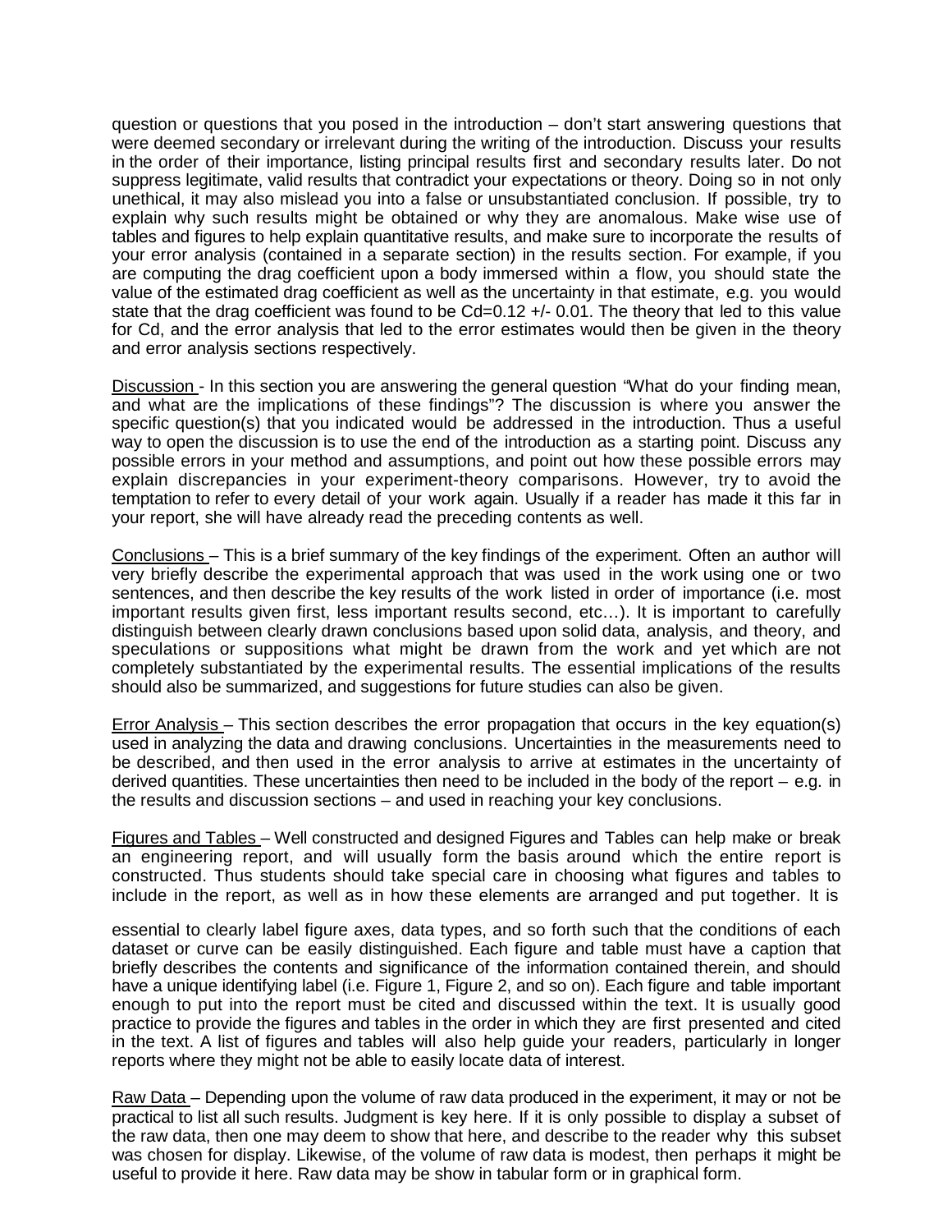question or questions that you posed in the introduction – don't start answering questions that were deemed secondary or irrelevant during the writing of the introduction. Discuss your results in the order of their importance, listing principal results first and secondary results later. Do not suppress legitimate, valid results that contradict your expectations or theory. Doing so in not only unethical, it may also mislead you into a false or unsubstantiated conclusion. If possible, try to explain why such results might be obtained or why they are anomalous. Make wise use of tables and figures to help explain quantitative results, and make sure to incorporate the results of your error analysis (contained in a separate section) in the results section. For example, if you are computing the drag coefficient upon a body immersed within a flow, you should state the value of the estimated drag coefficient as well as the uncertainty in that estimate, e.g. you would state that the drag coefficient was found to be Cd=0.12 +/- 0.01. The theory that led to this value for Cd, and the error analysis that led to the error estimates would then be given in the theory and error analysis sections respectively.

Discussion - In this section you are answering the general question "What do your finding mean, and what are the implications of these findings"? The discussion is where you answer the specific question(s) that you indicated would be addressed in the introduction. Thus a useful way to open the discussion is to use the end of the introduction as a starting point. Discuss any possible errors in your method and assumptions, and point out how these possible errors may explain discrepancies in your experiment-theory comparisons. However, try to avoid the temptation to refer to every detail of your work again. Usually if a reader has made it this far in your report, she will have already read the preceding contents as well.

Conclusions – This is a brief summary of the key findings of the experiment. Often an author will very briefly describe the experimental approach that was used in the work using one or two sentences, and then describe the key results of the work listed in order of importance (i.e. most important results given first, less important results second, etc…). It is important to carefully distinguish between clearly drawn conclusions based upon solid data, analysis, and theory, and speculations or suppositions what might be drawn from the work and yet which are not completely substantiated by the experimental results. The essential implications of the results should also be summarized, and suggestions for future studies can also be given.

Error Analysis – This section describes the error propagation that occurs in the key equation(s) used in analyzing the data and drawing conclusions. Uncertainties in the measurements need to be described, and then used in the error analysis to arrive at estimates in the uncertainty of derived quantities. These uncertainties then need to be included in the body of the report – e.g. in the results and discussion sections – and used in reaching your key conclusions.

Figures and Tables – Well constructed and designed Figures and Tables can help make or break an engineering report, and will usually form the basis around which the entire report is constructed. Thus students should take special care in choosing what figures and tables to include in the report, as well as in how these elements are arranged and put together. It is essential to clearly label figure axes, data types, and so forth such that the conditions of each dataset or curve can be easily distinguished. Each figure and table must have a caption that briefly describes the contents and significance of the information contained therein, and should have a unique identifying label (i.e. Figure 1, Figure 2, and so on). Each figure and table important enough to put into the report must be cited and discussed within the text. It is usually good practice to provide the figures and tables in the order in which they are first presented and cited in the text. A list of figures and tables will also help guide your readers, particularly in longer reports where they might not be able to easily locate data of interest.

Raw Data – Depending upon the volume of raw data produced in the experiment, it may or not be practical to list all such results. Judgment is key here. If it is only possible to display a subset of the raw data, then one may deem to show that here, and describe to the reader why this subset was chosen for display. Likewise, of the volume of raw data is modest, then perhaps it might be useful to provide it here. Raw data may be show in tabular form or in graphical form.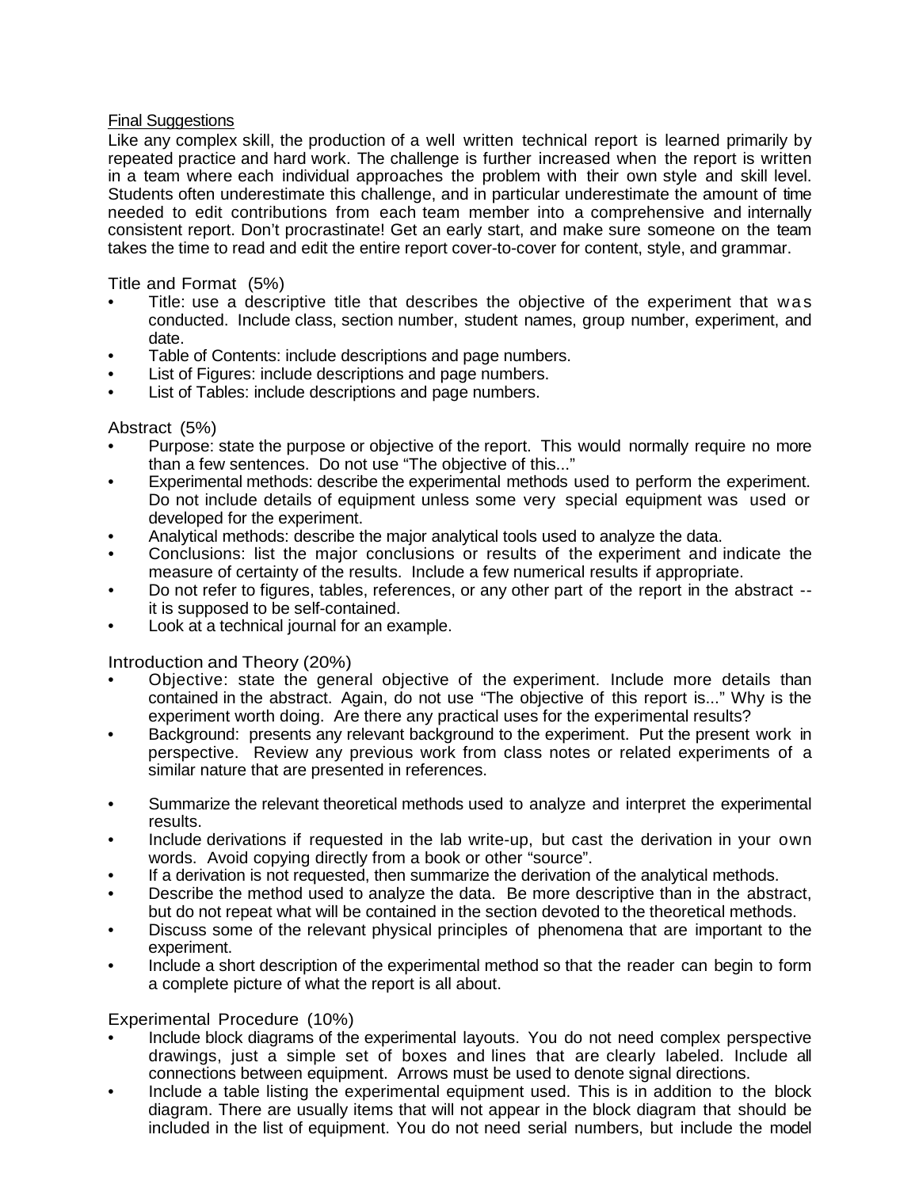## Final Suggestions

Like any complex skill, the production of a well written technical report is learned primarily by repeated practice and hard work. The challenge is further increased when the report is written in a team where each individual approaches the problem with their own style and skill level. Students often underestimate this challenge, and in particular underestimate the amount of time needed to edit contributions from each team member into a comprehensive and internally consistent report. Don't procrastinate! Get an early start, and make sure someone on the team takes the time to read and edit the entire report cover-to-cover for content, style, and grammar.

### Title and Format (5%)

- Title: use a descriptive title that describes the objective of the experiment that was conducted. Include class, section number, student names, group number, experiment, and date.
- Table of Contents: include descriptions and page numbers.
- List of Figures: include descriptions and page numbers.
- List of Tables: include descriptions and page numbers.

### Abstract (5%)

- Purpose: state the purpose or objective of the report. This would normally require no more than a few sentences. Do not use "The objective of this..."
- Experimental methods: describe the experimental methods used to perform the experiment. Do not include details of equipment unless some very special equipment was used or developed for the experiment.
- Analytical methods: describe the major analytical tools used to analyze the data.
- Conclusions: list the major conclusions or results of the experiment and indicate the measure of certainty of the results. Include a few numerical results if appropriate.
- Do not refer to figures, tables, references, or any other part of the report in the abstract -- it is supposed to be self-contained.
- Look at a technical journal for an example.

### Introduction and Theory (20%)

- Objective: state the general objective of the experiment. Include more details than contained in the abstract. Again, do not use "The objective of this report is..." Why is the experiment worth doing. Are there any practical uses for the experimental results?
- Background: presents any relevant background to the experiment. Put the present work in perspective. Review any previous work from class notes or related experiments of a similar nature that are presented in references.

- Summarize the relevant theoretical methods used to analyze and interpret the experimental results.
- Include derivations if requested in the lab write-up, but cast the derivation in your own words. Avoid copying directly from a book or other "source".
- If a derivation is not requested, then summarize the derivation of the analytical methods.
- Describe the method used to analyze the data. Be more descriptive than in the abstract, but do not repeat what will be contained in the section devoted to the theoretical methods.
- Discuss some of the relevant physical principles of phenomena that are important to the experiment.
- Include a short description of the experimental method so that the reader can begin to form a complete picture of what the report is all about.

### Experimental Procedure (10%)

- Include block diagrams of the experimental layouts. You do not need complex perspective drawings, just a simple set of boxes and lines that are clearly labeled. Include all connections between equipment. Arrows must be used to denote signal directions.
- Include a table listing the experimental equipment used. This is in addition to the block diagram. There are usually items that will not appear in the block diagram that should be included in the list of equipment. You do not need serial numbers, but include the model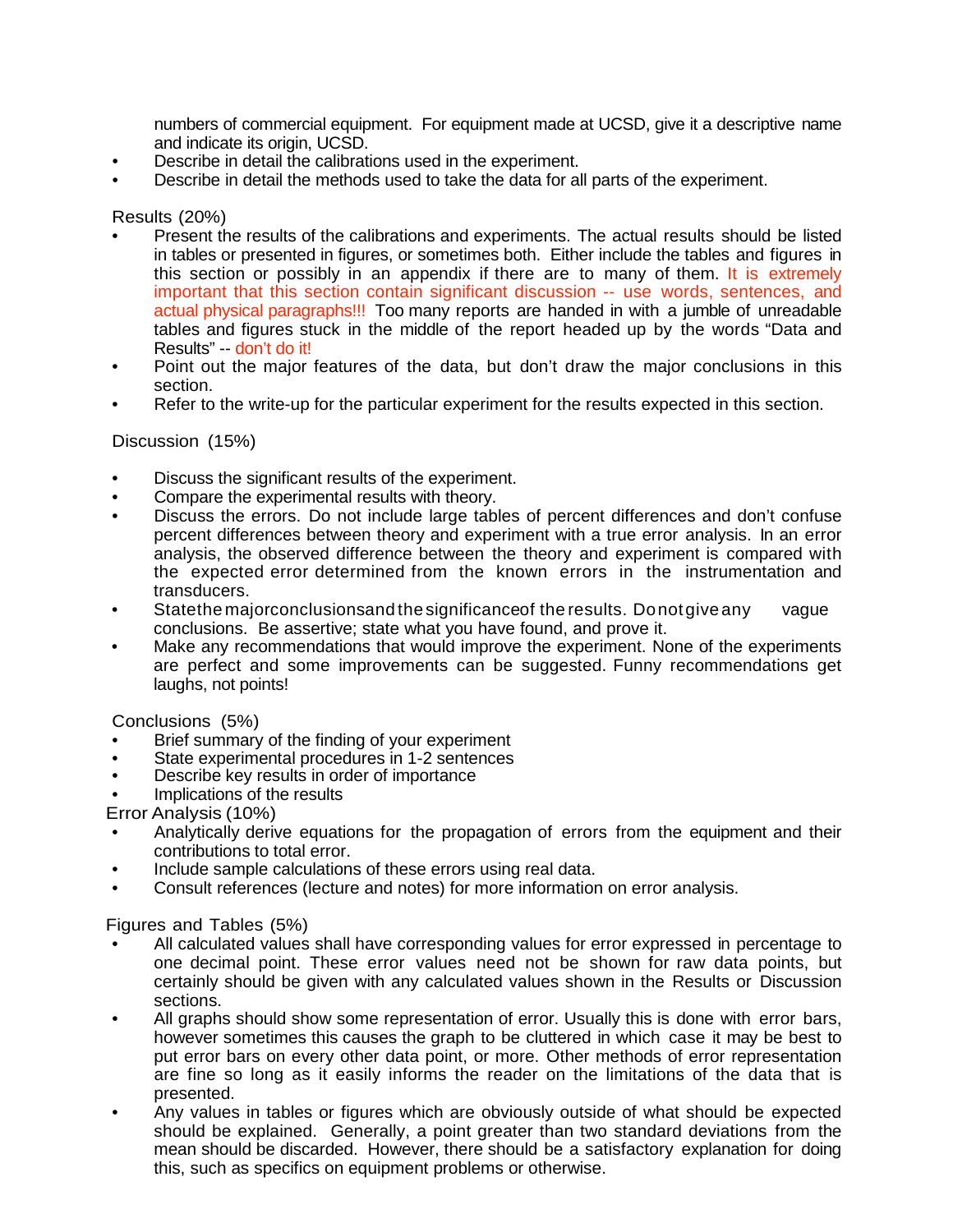numbers of commercial equipment. For equipment made at UCSD, give it a descriptive name and indicate its origin, UCSD.

- Describe in detail the calibrations used in the experiment.
- Describe in detail the methods used to take the data for all parts of the experiment.

Results (20%)

- Present the results of the calibrations and experiments. The actual results should be listed in tables or presented in figures, or sometimes both. Either include the tables and figures in this section or possibly in an appendix if there are to many of them. It is extremely important that this section contain significant discussion -- use words, sentences, and actual physical paragraphs!!! Too many reports are handed in with a jumble of unreadable tables and figures stuck in the middle of the report headed up by the words "Data and Results" -- don't do it!
- Point out the major features of the data, but don't draw the major conclusions in this section.
- Refer to the write-up for the particular experiment for the results expected in this section.

Discussion (15%)

- Discuss the significant results of the experiment.
- Compare the experimental results with theory.
- Discuss the errors. Do not include large tables of percent differences and don't confuse percent differences between theory and experiment with a true error analysis. In an error analysis, the observed difference between the theory and experiment is compared with the expected error determined from the known errors in the instrumentation and transducers.
- State the major conclusions and the significance of the results. Do not give any vague conclusions. Be assertive; state what you have found, and prove it.
- Make any recommendations that would improve the experiment. None of the experiments are perfect and some improvements can be suggested. Funny recommendations get laughs, not points!

Conclusions (5%)

- Brief summary of the finding of your experiment
- State experimental procedures in 1-2 sentences
- Describe key results in order of importance
- Implications of the results

Error Analysis (10%)

- Analytically derive equations for the propagation of errors from the equipment and their contributions to total error.
- Include sample calculations of these errors using real data.
- Consult references (lecture and notes) for more information on error analysis.

Figures and Tables (5%)

- All calculated values shall have corresponding values for error expressed in percentage to one decimal point. These error values need not be shown for raw data points, but certainly should be given with any calculated values shown in the Results or Discussion sections.
- All graphs should show some representation of error. Usually this is done with error bars, however sometimes this causes the graph to be cluttered in which case it may be best to put error bars on every other data point, or more. Other methods of error representation are fine so long as it easily informs the reader on the limitations of the data that is presented.
- Any values in tables or figures which are obviously outside of what should be expected should be explained. Generally, a point greater than two standard deviations from the mean should be discarded. However, there should be a satisfactory explanation for doing this, such as specifics on equipment problems or otherwise.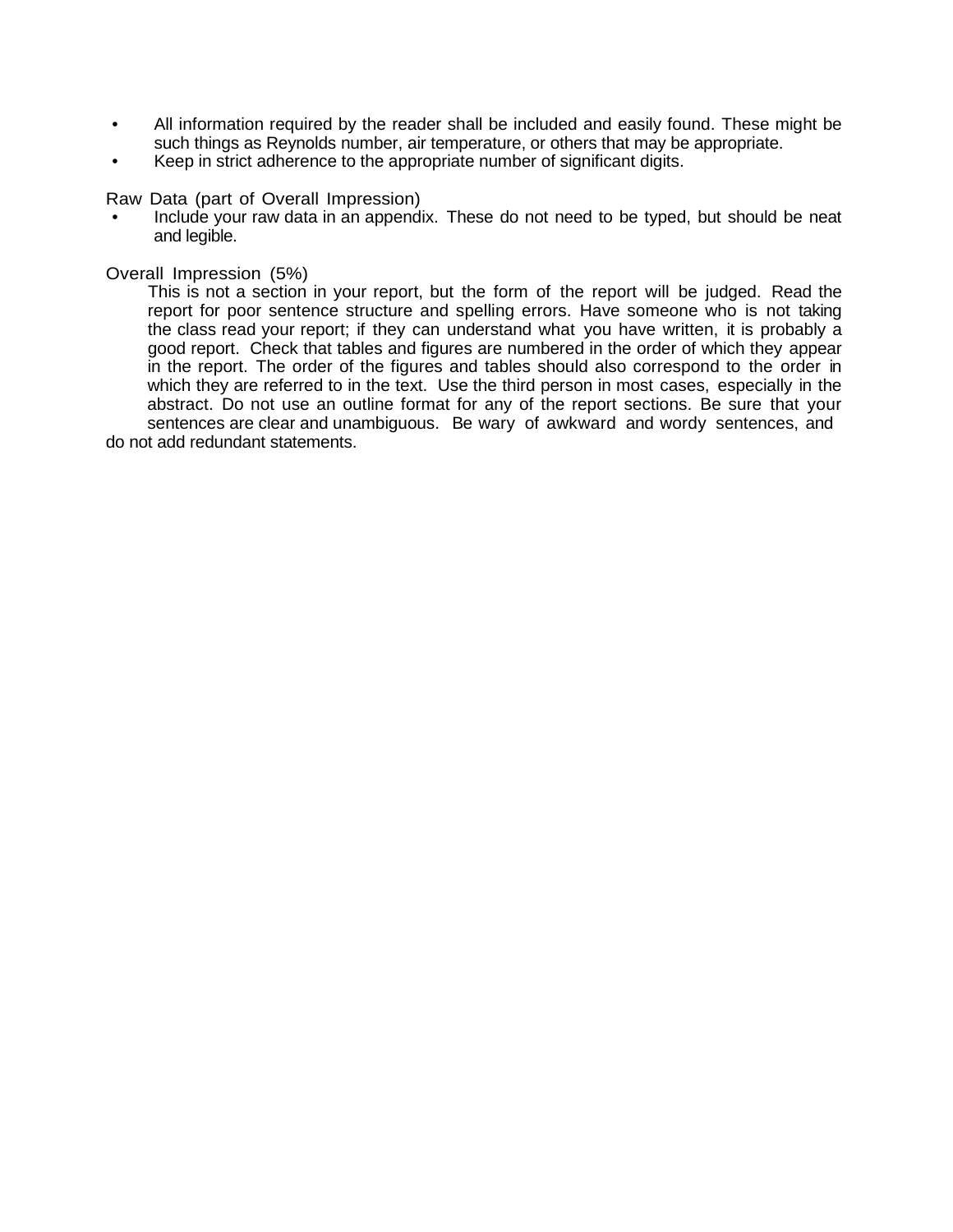- All information required by the reader shall be included and easily found. These might be such things as Reynolds number, air temperature, or others that may be appropriate.
- Keep in strict adherence to the appropriate number of significant digits.

## Raw Data (part of Overall Impression)

- Include your raw data in an appendix. These do not need to be typed, but should be neat and legible.

## Overall Impression (5%)

This is not a section in your report, but the form of the report will be judged. Read the report for poor sentence structure and spelling errors. Have someone who is not taking the class read your report; if they can understand what you have written, it is probably a good report. Check that tables and figures are numbered in the order of which they appear in the report. The order of the figures and tables should also correspond to the order in which they are referred to in the text. Use the third person in most cases, especially in the abstract. Do not use an outline format for any of the report sections. Be sure that your sentences are clear and unambiguous. Be wary of awkward and wordy sentences, and do not add redundant statements.